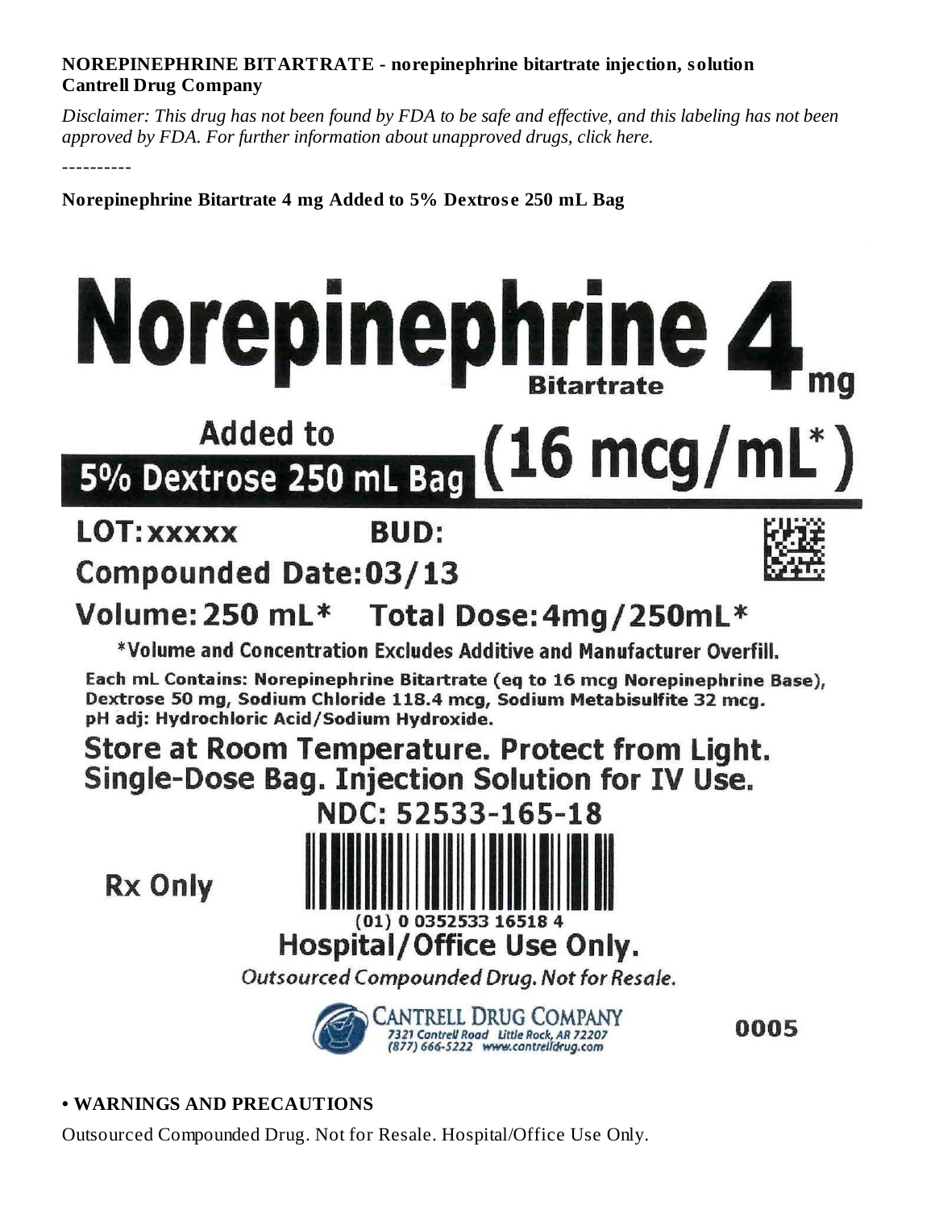**NOREPINEPHRINE BITARTRATE - norepinephrine bitartrate injection, solution**
**Cantrell Drug Company**

*Disclaimer: This drug has not been found by FDA to be safe and effective, and this labeling has not been approved by FDA. For further information about unapproved drugs, click here.*

----------

**Norepinephrine Bitartrate 4 mg Added to 5% Dextrose 250 mL Bag**

# Norepinephrine Bitartrate 4 mg

## Added to 5% Dextrose 250 mL Bag (16 mcg/mL*)

LOT: xxxxx BUD:

Compounded Date: 03/13

Volume: 250 mL* Total Dose: 4mg/250mL*

*Volume and Concentration Excludes Additive and Manufacturer Overfill.

Each mL Contains: Norepinephrine Bitartrate (eq to 16 mcg Norepinephrine Base), Dextrose 50 mg, Sodium Chloride 118.4 mcg, Sodium Metabisulfite 32 mcg. pH adj: Hydrochloric Acid/Sodium Hydroxide.

Store at Room Temperature. Protect from Light. Single-Dose Bag. Injection Solution for IV Use.

NDC: 52533-165-18

Rx Only

(01) 0 0352533 16518 4

Hospital/Office Use Only.

*Outsourced Compounded Drug. Not for Resale.*

CANTRELL DRUG COMPANY
7321 Cantrell Road Little Rock, AR 72207
(877) 666-5222 www.cantrelldrug.com

0005

**• WARNINGS AND PRECAUTIONS**

Outsourced Compounded Drug. Not for Resale. Hospital/Office Use Only.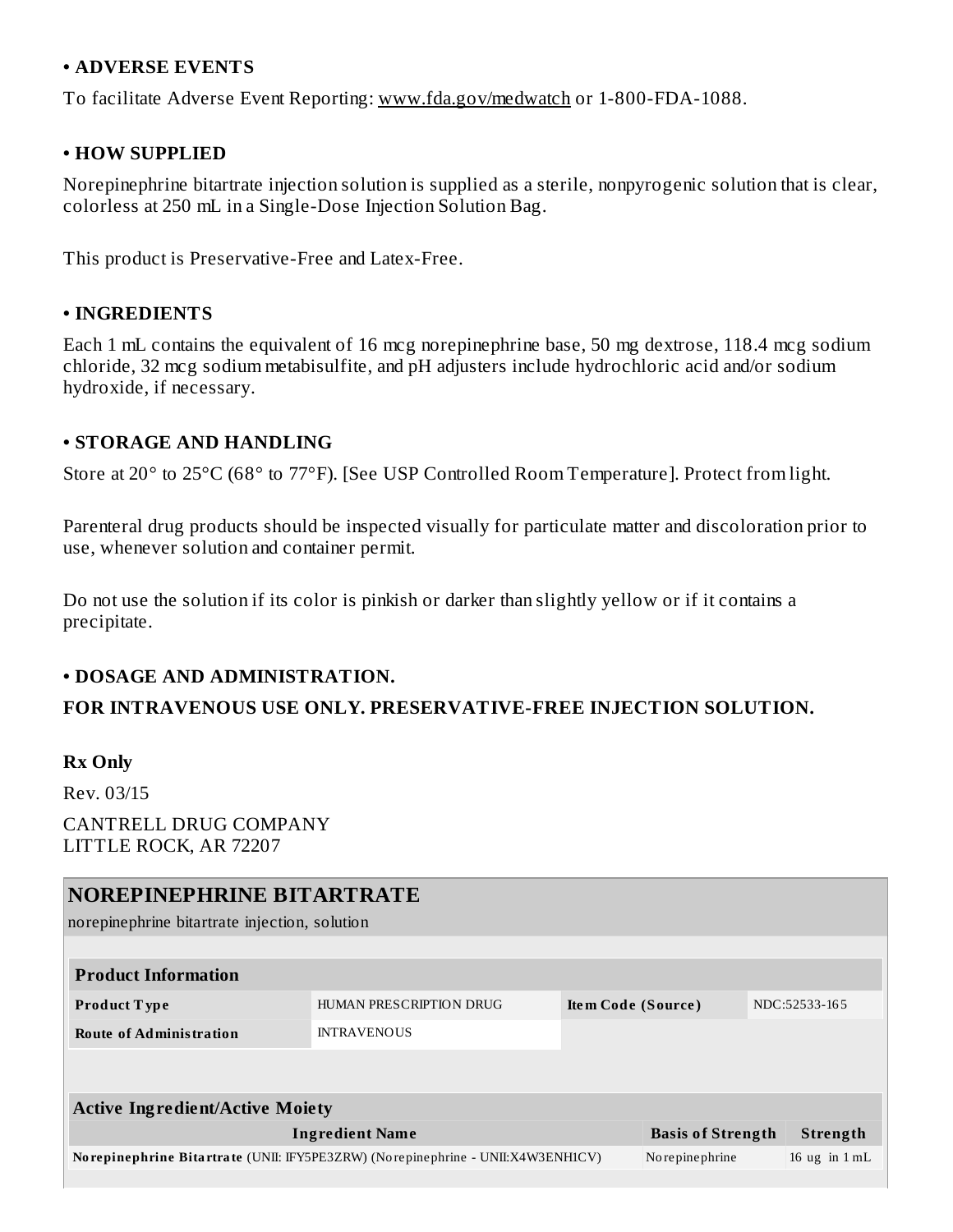## • ADVERSE EVENTS

To facilitate Adverse Event Reporting: www.fda.gov/medwatch or 1-800-FDA-1088.

## • HOW SUPPLIED

Norepinephrine bitartrate injection solution is supplied as a sterile, nonpyrogenic solution that is clear, colorless at 250 mL in a Single-Dose Injection Solution Bag.

This product is Preservative-Free and Latex-Free.

## • INGREDIENTS

Each 1 mL contains the equivalent of 16 mcg norepinephrine base, 50 mg dextrose, 118.4 mcg sodium chloride, 32 mcg sodium metabisulfite, and pH adjusters include hydrochloric acid and/or sodium hydroxide, if necessary.

## • STORAGE AND HANDLING

Store at 20° to 25°C (68° to 77°F). [See USP Controlled Room Temperature]. Protect from light.

Parenteral drug products should be inspected visually for particulate matter and discoloration prior to use, whenever solution and container permit.

Do not use the solution if its color is pinkish or darker than slightly yellow or if it contains a precipitate.

## • DOSAGE AND ADMINISTRATION.

**FOR INTRAVENOUS USE ONLY. PRESERVATIVE-FREE INJECTION SOLUTION.**

**Rx Only**

Rev. 03/15

CANTRELL DRUG COMPANY
LITTLE ROCK, AR 72207

## NOREPINEPHRINE BITARTRATE

norepinephrine bitartrate injection, solution

| Product Information | | | |
|---|---|---|---|
| **Product Type** | HUMAN PRESCRIPTION DRUG | **Item Code (Source)** | NDC:52533-165 |
| **Route of Administration** | INTRAVENOUS | | |

| Active Ingredient/Active Moiety | | |
|---|---|---|
| **Ingredient Name** | **Basis of Strength** | **Strength** |
| **Norepinephrine Bitartrate** (UNII: IFY5PE3ZRW) (Norepinephrine - UNII:X4W3ENH1CV) | Norepinephrine | 16 ug in 1 mL |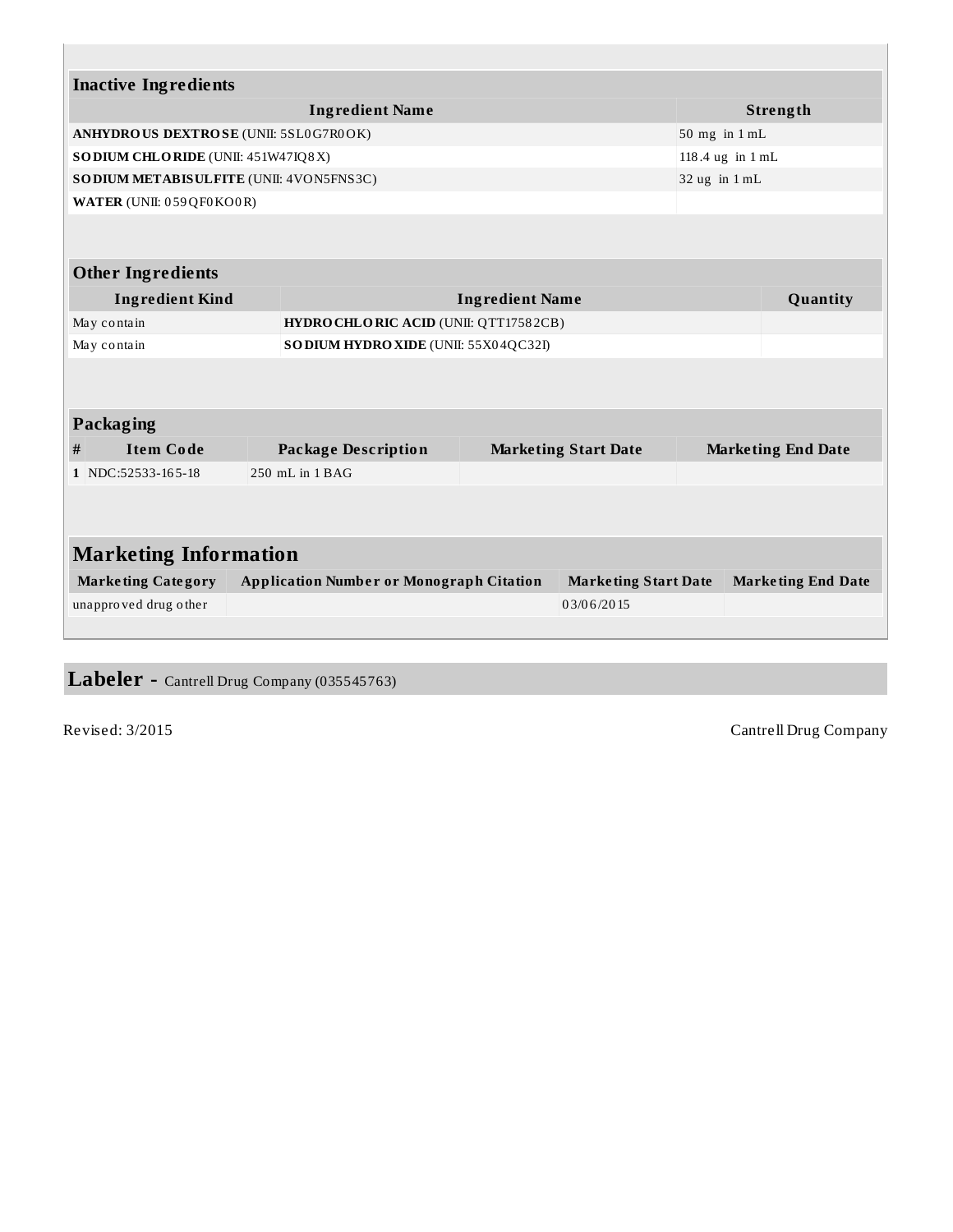## Inactive Ingredients

| Ingredient Name | Strength |
| --- | --- |
| **ANHYDROUS DEXTROSE** (UNII: 5SL0G7R0OK) | 50 mg in 1 mL |
| **SODIUM CHLORIDE** (UNII: 451W47IQ8X) | 118.4 ug in 1 mL |
| **SODIUM METABISULFITE** (UNII: 4VON5FNS3C) | 32 ug in 1 mL |
| **WATER** (UNII: 059QF0KO0R) | |

## Other Ingredients

| Ingredient Kind | Ingredient Name | Quantity |
| --- | --- | --- |
| May contain | **HYDROCHLORIC ACID** (UNII: QTT17582CB) | |
| May contain | **SODIUM HYDROXIDE** (UNII: 55X04QC32I) | |

## Packaging

| # | Item Code | Package Description | Marketing Start Date | Marketing End Date |
| --- | --- | --- | --- | --- |
| 1 | NDC:52533-165-18 | 250 mL in 1 BAG | | |

## Marketing Information

| Marketing Category | Application Number or Monograph Citation | Marketing Start Date | Marketing End Date |
| --- | --- | --- | --- |
| unapproved drug other | | 03/06/2015 | |

## Labeler - Cantrell Drug Company (035545763)

Revised: 3/2015

Cantrell Drug Company